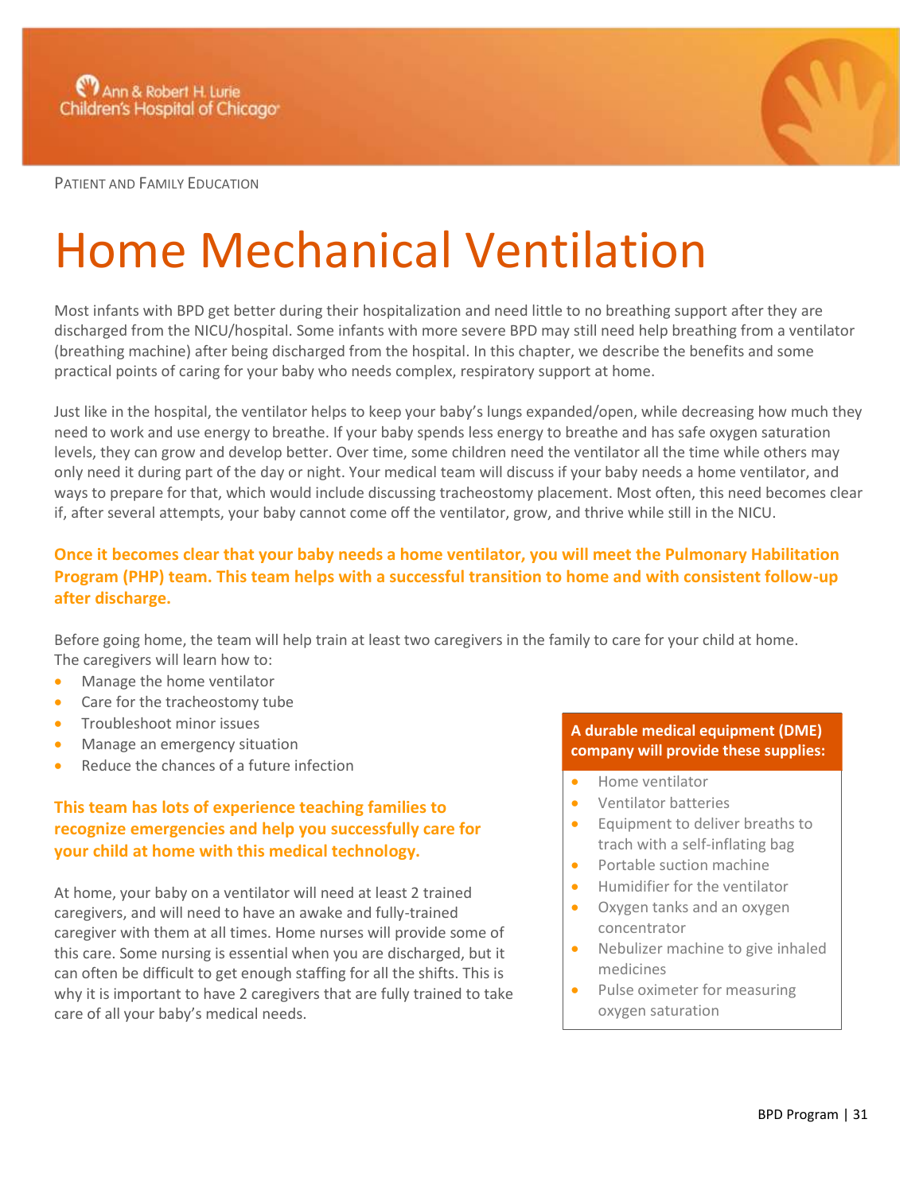PATIENT AND FAMILY EDUCATION

# Home Mechanical Ventilation

Most infants with BPD get better during their hospitalization and need little to no breathing support after they are discharged from the NICU/hospital. Some infants with more severe BPD may still need help breathing from a ventilator (breathing machine) after being discharged from the hospital. In this chapter, we describe the benefits and some practical points of caring for your baby who needs complex, respiratory support at home.

Just like in the hospital, the ventilator helps to keep your baby's lungs expanded/open, while decreasing how much they need to work and use energy to breathe. If your baby spends less energy to breathe and has safe oxygen saturation levels, they can grow and develop better. Over time, some children need the ventilator all the time while others may only need it during part of the day or night. Your medical team will discuss if your baby needs a home ventilator, and ways to prepare for that, which would include discussing tracheostomy placement. Most often, this need becomes clear if, after several attempts, your baby cannot come off the ventilator, grow, and thrive while still in the NICU.

**Once it becomes clear that your baby needs a home ventilator, you will meet the Pulmonary Habilitation Program (PHP) team. This team helps with a successful transition to home and with consistent follow-up after discharge.**

Before going home, the team will help train at least two caregivers in the family to care for your child at home. The caregivers will learn how to:

- Manage the home ventilator
- Care for the tracheostomy tube
- Troubleshoot minor issues
- Manage an emergency situation
- Reduce the chances of a future infection

**This team has lots of experience teaching families to recognize emergencies and help you successfully care for your child at home with this medical technology.**

At home, your baby on a ventilator will need at least 2 trained caregivers, and will need to have an awake and fully-trained caregiver with them at all times. Home nurses will provide some of this care. Some nursing is essential when you are discharged, but it can often be difficult to get enough staffing for all the shifts. This is why it is important to have 2 caregivers that are fully trained to take care of all your baby's medical needs.

**A durable medical equipment (DME) company will provide these supplies:**

- Home ventilator
- Ventilator batteries
- Equipment to deliver breaths to trach with a self-inflating bag
- Portable suction machine
- Humidifier for the ventilator
- Oxygen tanks and an oxygen concentrator
- Nebulizer machine to give inhaled medicines
- Pulse oximeter for measuring oxygen saturation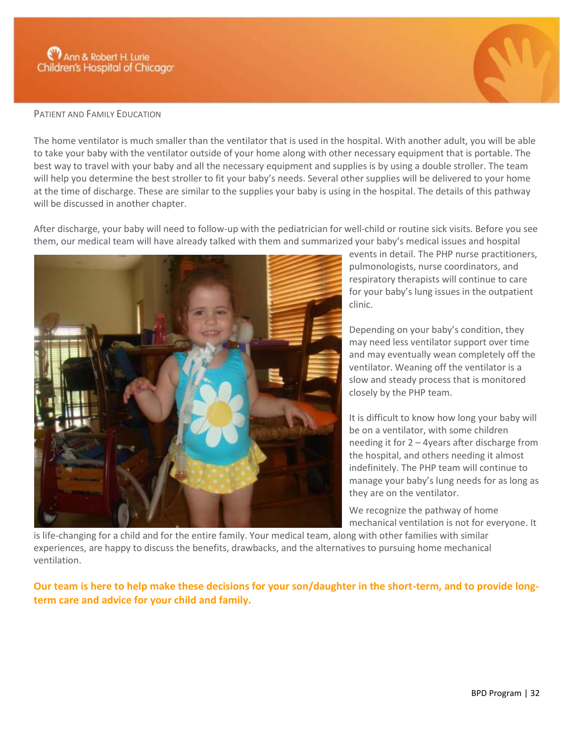PATIENT AND FAMILY EDUCATION

The home ventilator is much smaller than the ventilator that is used in the hospital. With another adult, you will be able to take your baby with the ventilator outside of your home along with other necessary equipment that is portable. The best way to travel with your baby and all the necessary equipment and supplies is by using a double stroller. The team will help you determine the best stroller to fit your baby's needs. Several other supplies will be delivered to your home at the time of discharge. These are similar to the supplies your baby is using in the hospital. The details of this pathway will be discussed in another chapter.

After discharge, your baby will need to follow-up with the pediatrician for well-child or routine sick visits. Before you see them, our medical team will have already talked with them and summarized your baby's medical issues and hospital events in detail. The PHP nurse practitioners, pulmonologists, nurse coordinators, and respiratory therapists will continue to care for your baby's lung issues in the outpatient clinic.

Depending on your baby's condition, they may need less ventilator support over time and may eventually wean completely off the ventilator. Weaning off the ventilator is a slow and steady process that is monitored closely by the PHP team.

It is difficult to know how long your baby will be on a ventilator, with some children needing it for 2 – 4years after discharge from the hospital, and others needing it almost indefinitely. The PHP team will continue to manage your baby's lung needs for as long as they are on the ventilator.

We recognize the pathway of home mechanical ventilation is not for everyone. It is life-changing for a child and for the entire family. Your medical team, along with other families with similar experiences, are happy to discuss the benefits, drawbacks, and the alternatives to pursuing home mechanical ventilation.

**Our team is here to help make these decisions for your son/daughter in the short-term, and to provide long-term care and advice for your child and family.**